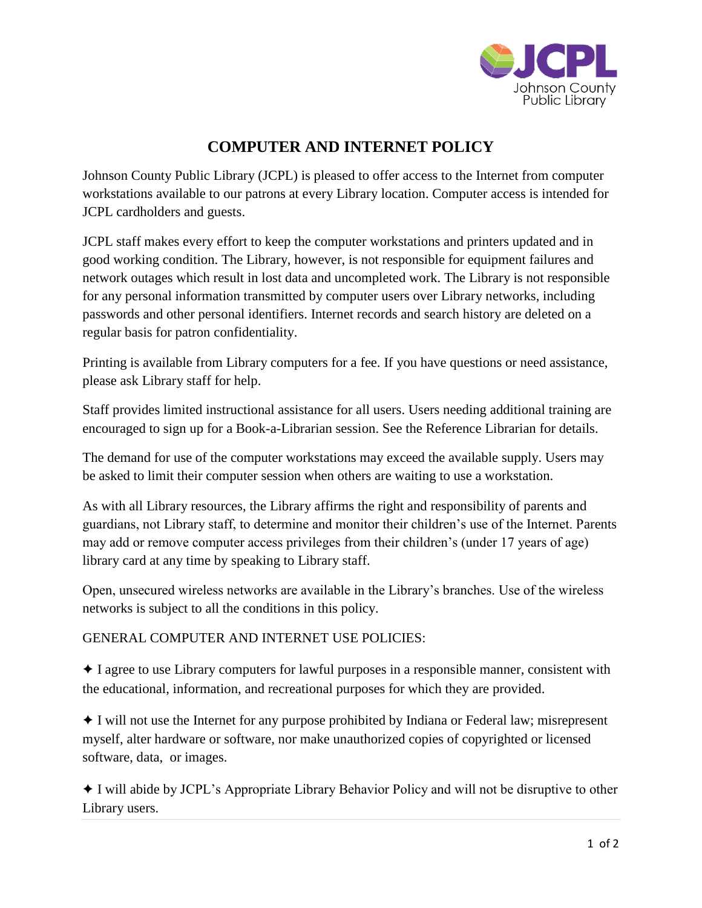# COMPUTER AND INTERNET POLICY

Johnson County Public Library (JCPL) is pleased to offer access to the Internet from computer workstations available to our patrons at every Library location. Computer access is intended for JCPL cardholders and guests.

JCPL staff makes every effort to keep the computer workstations and printers updated and in good working condition. The Library, however, is not responsible for equipment failures and network outages which result in lost data and uncompleted work. The Library is not responsible for any personal information transmitted by computer users over Library networks, including passwords and other personal identifiers. Internet records and search history are deleted on a regular basis for patron confidentiality.

Printing is available from Library computers for a fee. If you have questions or need assistance, please ask Library staff for help.

Staff provides limited instructional assistance for all users. Users needing additional training are encouraged to sign up for a Book-a-Librarian session. See the Reference Librarian for details.

The demand for use of the computer workstations may exceed the available supply. Users may be asked to limit their computer session when others are waiting to use a workstation.

As with all Library resources, the Library affirms the right and responsibility of parents and guardians, not Library staff, to determine and monitor their children's use of the Internet. Parents may add or remove computer access privileges from their children's (under 17 years of age) library card at any time by speaking to Library staff.

Open, unsecured wireless networks are available in the Library's branches. Use of the wireless networks is subject to all the conditions in this policy.

GENERAL COMPUTER AND INTERNET USE POLICIES:

✦ I agree to use Library computers for lawful purposes in a responsible manner, consistent with the educational, information, and recreational purposes for which they are provided.

✦ I will not use the Internet for any purpose prohibited by Indiana or Federal law; misrepresent myself, alter hardware or software, nor make unauthorized copies of copyrighted or licensed software, data, or images.

✦ I will abide by JCPL's Appropriate Library Behavior Policy and will not be disruptive to other Library users.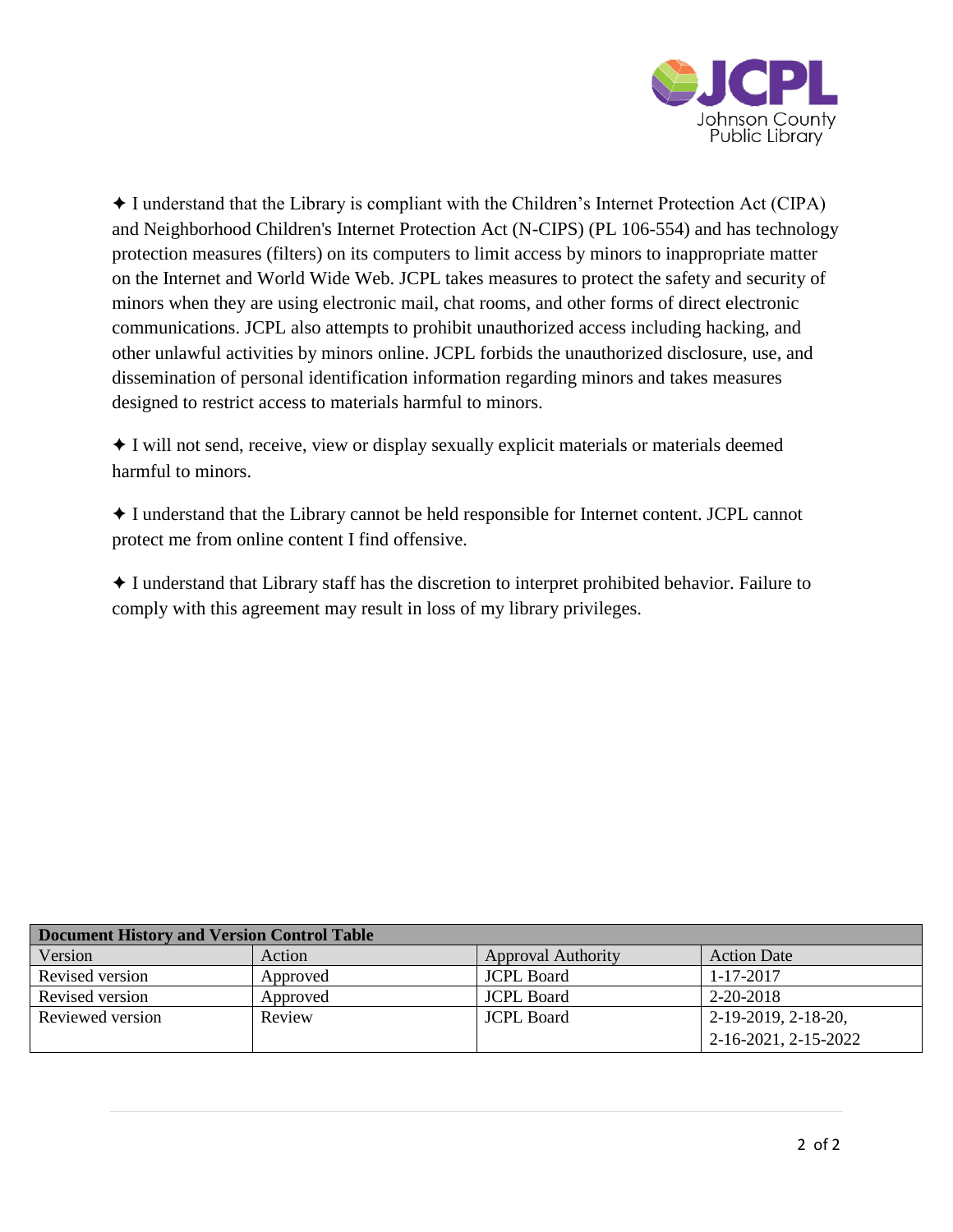✦ I understand that the Library is compliant with the Children's Internet Protection Act (CIPA) and Neighborhood Children's Internet Protection Act (N-CIPS) (PL 106-554) and has technology protection measures (filters) on its computers to limit access by minors to inappropriate matter on the Internet and World Wide Web. JCPL takes measures to protect the safety and security of minors when they are using electronic mail, chat rooms, and other forms of direct electronic communications. JCPL also attempts to prohibit unauthorized access including hacking, and other unlawful activities by minors online. JCPL forbids the unauthorized disclosure, use, and dissemination of personal identification information regarding minors and takes measures designed to restrict access to materials harmful to minors.

✦ I will not send, receive, view or display sexually explicit materials or materials deemed harmful to minors.

✦ I understand that the Library cannot be held responsible for Internet content. JCPL cannot protect me from online content I find offensive.

✦ I understand that Library staff has the discretion to interpret prohibited behavior. Failure to comply with this agreement may result in loss of my library privileges.

| **Document History and Version Control Table** | | | |
|---|---|---|---|
| Version | Action | Approval Authority | Action Date |
| Revised version | Approved | JCPL Board | 1-17-2017 |
| Revised version | Approved | JCPL Board | 2-20-2018 |
| Reviewed version | Review | JCPL Board | 2-19-2019, 2-18-20, 2-16-2021, 2-15-2022 |